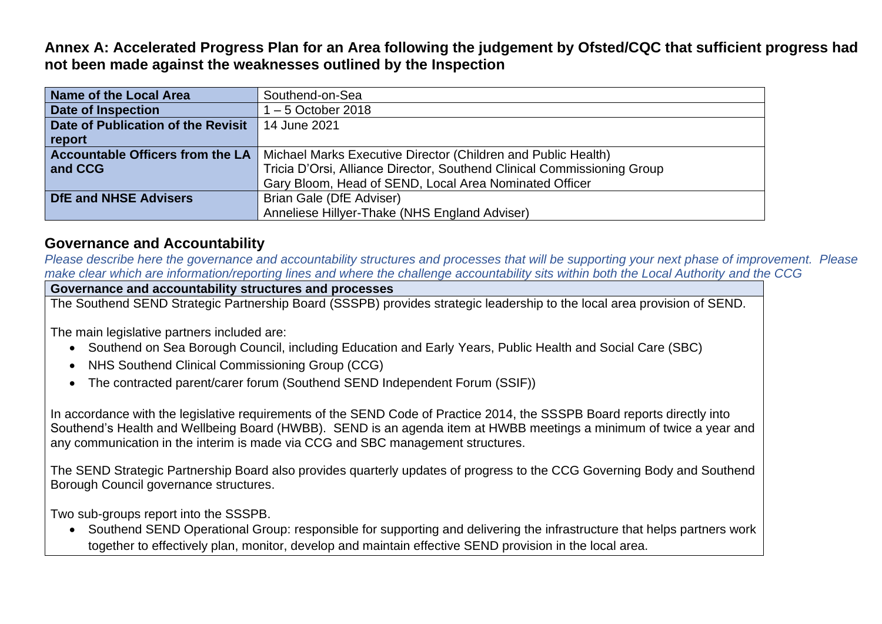# Annex A: Accelerated Progress Plan for an Area following the judgement by Ofsted/CQC that sufficient progress had not been made against the weaknesses outlined by the Inspection

| **Name of the Local Area** | Southend-on-Sea |
|---|---|
| **Date of Inspection** | 1 – 5 October 2018 |
| **Date of Publication of the Revisit report** | 14 June 2021 |
| **Accountable Officers from the LA and CCG** | Michael Marks Executive Director (Children and Public Health)<br>Tricia D'Orsi, Alliance Director, Southend Clinical Commissioning Group<br>Gary Bloom, Head of SEND, Local Area Nominated Officer |
| **DfE and NHSE Advisers** | Brian Gale (DfE Adviser)<br>Anneliese Hillyer-Thake (NHS England Adviser) |

## Governance and Accountability

*Please describe here the governance and accountability structures and processes that will be supporting your next phase of improvement. Please make clear which are information/reporting lines and where the challenge accountability sits within both the Local Authority and the CCG*

**Governance and accountability structures and processes**

The Southend SEND Strategic Partnership Board (SSSPB) provides strategic leadership to the local area provision of SEND.

The main legislative partners included are:

- Southend on Sea Borough Council, including Education and Early Years, Public Health and Social Care (SBC)
- NHS Southend Clinical Commissioning Group (CCG)
- The contracted parent/carer forum (Southend SEND Independent Forum (SSIF))

In accordance with the legislative requirements of the SEND Code of Practice 2014, the SSSPB Board reports directly into Southend's Health and Wellbeing Board (HWBB). SEND is an agenda item at HWBB meetings a minimum of twice a year and any communication in the interim is made via CCG and SBC management structures.

The SEND Strategic Partnership Board also provides quarterly updates of progress to the CCG Governing Body and Southend Borough Council governance structures.

Two sub-groups report into the SSSPB.

- Southend SEND Operational Group: responsible for supporting and delivering the infrastructure that helps partners work together to effectively plan, monitor, develop and maintain effective SEND provision in the local area.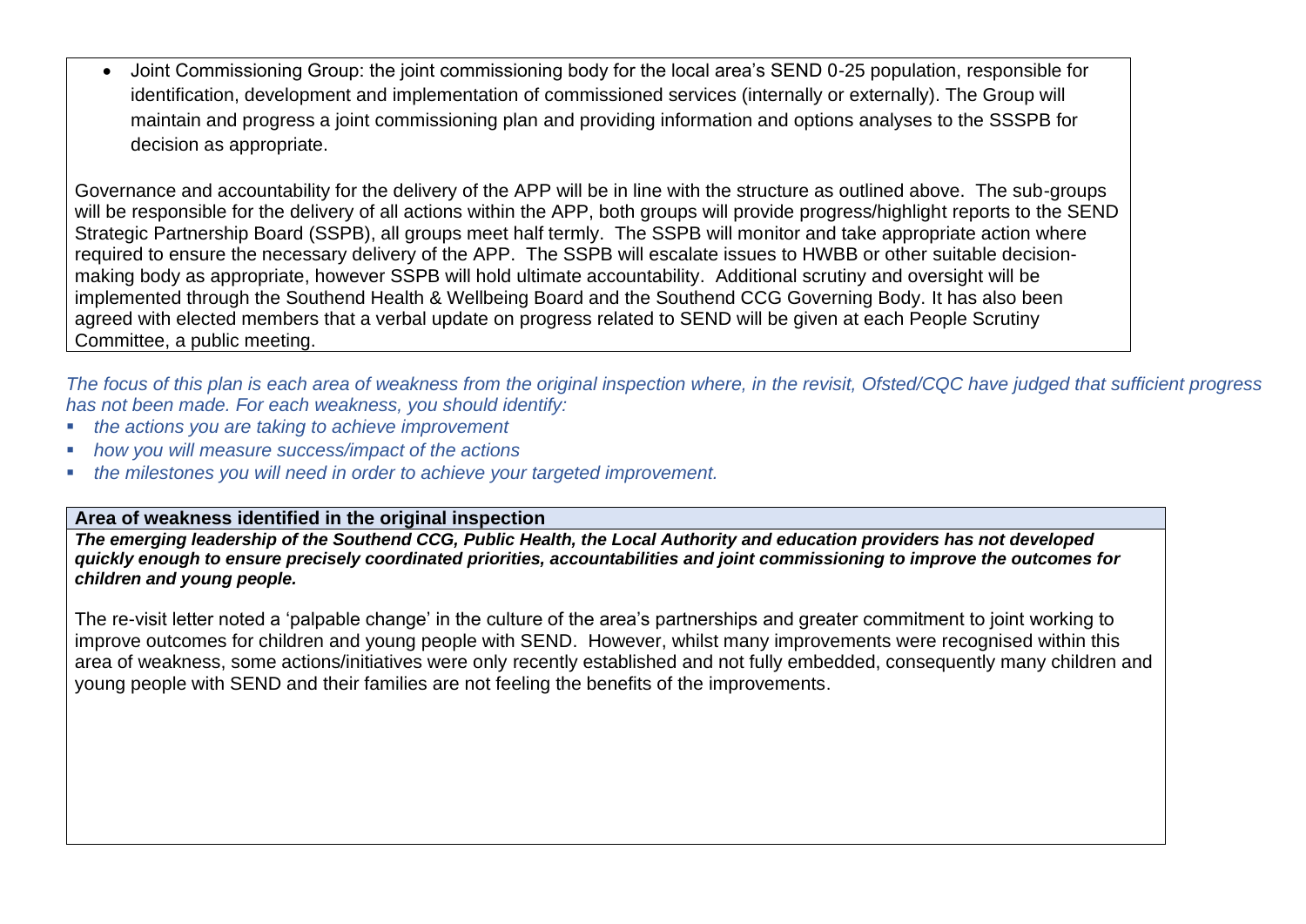- Joint Commissioning Group: the joint commissioning body for the local area's SEND 0-25 population, responsible for identification, development and implementation of commissioned services (internally or externally). The Group will maintain and progress a joint commissioning plan and providing information and options analyses to the SSSPB for decision as appropriate.

Governance and accountability for the delivery of the APP will be in line with the structure as outlined above. The sub-groups will be responsible for the delivery of all actions within the APP, both groups will provide progress/highlight reports to the SEND Strategic Partnership Board (SSPB), all groups meet half termly. The SSPB will monitor and take appropriate action where required to ensure the necessary delivery of the APP. The SSPB will escalate issues to HWBB or other suitable decision-making body as appropriate, however SSPB will hold ultimate accountability. Additional scrutiny and oversight will be implemented through the Southend Health & Wellbeing Board and the Southend CCG Governing Body. It has also been agreed with elected members that a verbal update on progress related to SEND will be given at each People Scrutiny Committee, a public meeting.

*The focus of this plan is each area of weakness from the original inspection where, in the revisit, Ofsted/CQC have judged that sufficient progress has not been made. For each weakness, you should identify:*

- *the actions you are taking to achieve improvement*
- *how you will measure success/impact of the actions*
- *the milestones you will need in order to achieve your targeted improvement.*

**Area of weakness identified in the original inspection**

***The emerging leadership of the Southend CCG, Public Health, the Local Authority and education providers has not developed quickly enough to ensure precisely coordinated priorities, accountabilities and joint commissioning to improve the outcomes for children and young people.***

The re-visit letter noted a 'palpable change' in the culture of the area's partnerships and greater commitment to joint working to improve outcomes for children and young people with SEND. However, whilst many improvements were recognised within this area of weakness, some actions/initiatives were only recently established and not fully embedded, consequently many children and young people with SEND and their families are not feeling the benefits of the improvements.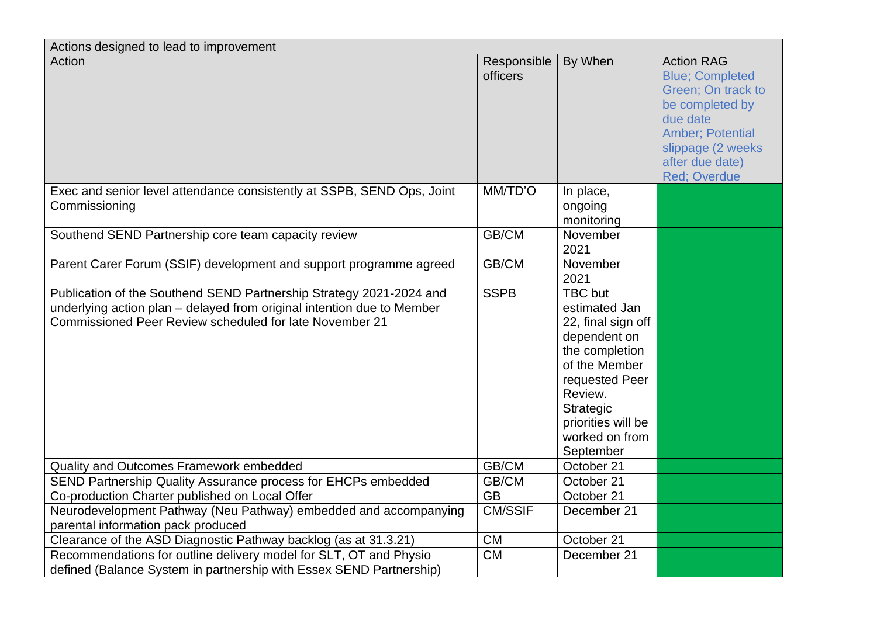| Actions designed to lead to improvement | | | |
|---|---|---|---|
| Action | Responsible officers | By When | Action RAG<br>Blue; Completed<br>Green; On track to be completed by due date<br>Amber; Potential slippage (2 weeks after due date)<br>Red; Overdue |
| Exec and senior level attendance consistently at SSPB, SEND Ops, Joint Commissioning | MM/TD'O | In place, ongoing monitoring | |
| Southend SEND Partnership core team capacity review | GB/CM | November 2021 | |
| Parent Carer Forum (SSIF) development and support programme agreed | GB/CM | November 2021 | |
| Publication of the Southend SEND Partnership Strategy 2021-2024 and underlying action plan – delayed from original intention due to Member Commissioned Peer Review scheduled for late November 21 | SSPB | TBC but estimated Jan 22, final sign off dependent on the completion of the Member requested Peer Review. Strategic priorities will be worked on from September | |
| Quality and Outcomes Framework embedded | GB/CM | October 21 | |
| SEND Partnership Quality Assurance process for EHCPs embedded | GB/CM | October 21 | |
| Co-production Charter published on Local Offer | GB | October 21 | |
| Neurodevelopment Pathway (Neu Pathway) embedded and accompanying parental information pack produced | CM/SSIF | December 21 | |
| Clearance of the ASD Diagnostic Pathway backlog (as at 31.3.21) | CM | October 21 | |
| Recommendations for outline delivery model for SLT, OT and Physio defined (Balance System in partnership with Essex SEND Partnership) | CM | December 21 | |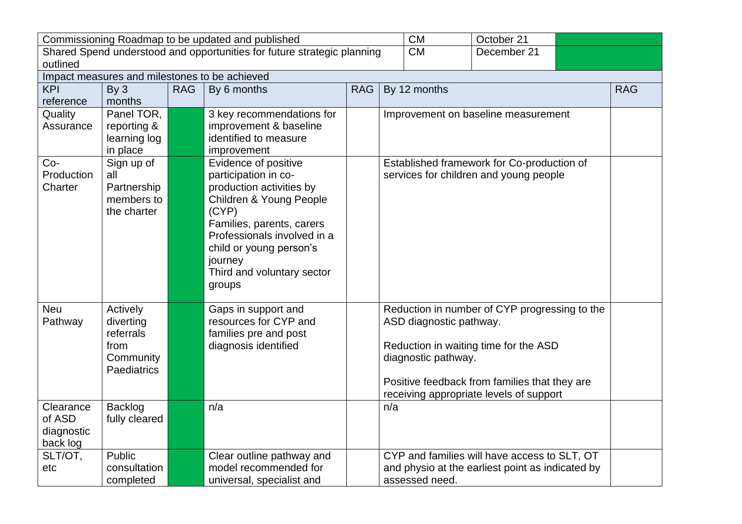| Commissioning Roadmap to be updated and published | | | | | CM | October 21 | |
|---|---|---|---|---|---|---|---|
| Shared Spend understood and opportunities for future strategic planning outlined | | | | | CM | December 21 | |
| Impact measures and milestones to be achieved | | | | | | | |

| KPI reference | By 3 months | RAG | By 6 months | RAG | By 12 months | RAG |
|---|---|---|---|---|---|---|
| Quality Assurance | Panel TOR, reporting & learning log in place | | 3 key recommendations for improvement & baseline identified to measure improvement | | Improvement on baseline measurement | |
| Co-Production Charter | Sign up of all Partnership members to the charter | | Evidence of positive participation in co-production activities by Children & Young People (CYP)<br>Families, parents, carers<br>Professionals involved in a child or young person's journey<br>Third and voluntary sector groups | | Established framework for Co-production of services for children and young people | |
| Neu Pathway | Actively diverting referrals from Community Paediatrics | | Gaps in support and resources for CYP and families pre and post diagnosis identified | | Reduction in number of CYP progressing to the ASD diagnostic pathway.<br><br>Reduction in waiting time for the ASD diagnostic pathway.<br><br>Positive feedback from families that they are receiving appropriate levels of support | |
| Clearance of ASD diagnostic back log | Backlog fully cleared | | n/a | | n/a | |
| SLT/OT, etc | Public consultation completed | | Clear outline pathway and model recommended for universal, specialist and | | CYP and families will have access to SLT, OT and physio at the earliest point as indicated by assessed need. | |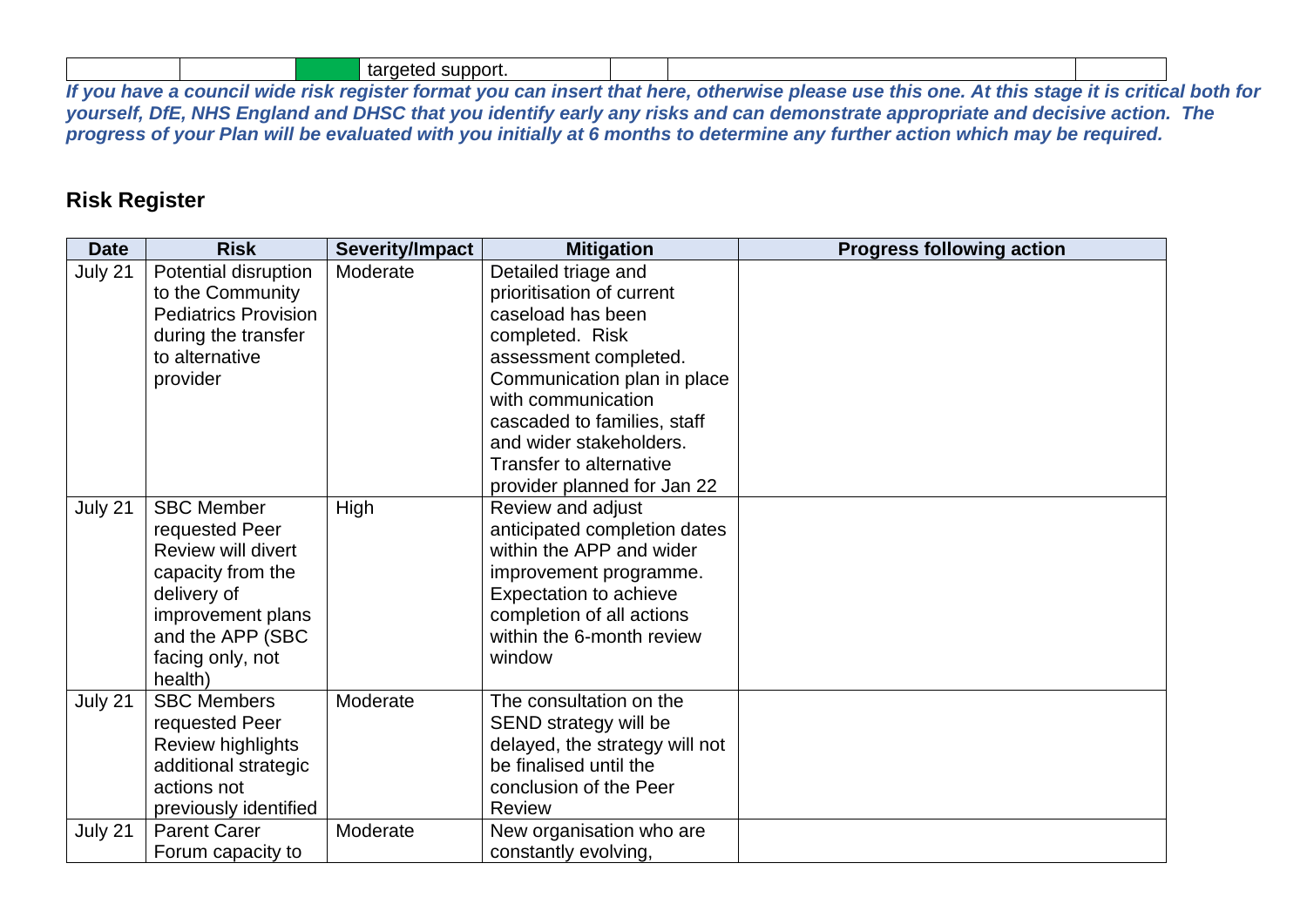| | | | targeted support. | | | |
|---|---|---|---|---|---|---|

***If you have a council wide risk register format you can insert that here, otherwise please use this one. At this stage it is critical both for yourself, DfE, NHS England and DHSC that you identify early any risks and can demonstrate appropriate and decisive action. The progress of your Plan will be evaluated with you initially at 6 months to determine any further action which may be required.***

### Risk Register

| Date | Risk | Severity/Impact | Mitigation | Progress following action |
|---|---|---|---|---|
| July 21 | Potential disruption to the Community Pediatrics Provision during the transfer to alternative provider | Moderate | Detailed triage and prioritisation of current caseload has been completed. Risk assessment completed. Communication plan in place with communication cascaded to families, staff and wider stakeholders. Transfer to alternative provider planned for Jan 22 | |
| July 21 | SBC Member requested Peer Review will divert capacity from the delivery of improvement plans and the APP (SBC facing only, not health) | High | Review and adjust anticipated completion dates within the APP and wider improvement programme. Expectation to achieve completion of all actions within the 6-month review window | |
| July 21 | SBC Members requested Peer Review highlights additional strategic actions not previously identified | Moderate | The consultation on the SEND strategy will be delayed, the strategy will not be finalised until the conclusion of the Peer Review | |
| July 21 | Parent Carer Forum capacity to | Moderate | New organisation who are constantly evolving, | |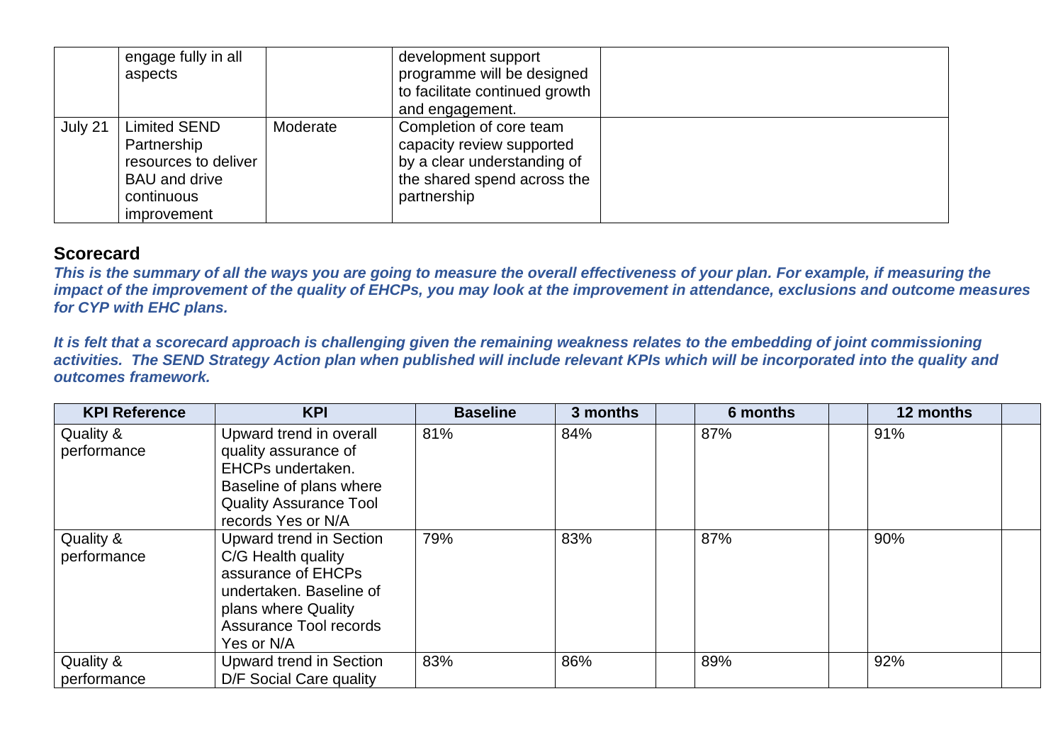| | | | | |
|---|---|---|---|---|
| | engage fully in all aspects | | development support programme will be designed to facilitate continued growth and engagement. | |
| July 21 | Limited SEND Partnership resources to deliver BAU and drive continuous improvement | Moderate | Completion of core team capacity review supported by a clear understanding of the shared spend across the partnership | |

## Scorecard

***This is the summary of all the ways you are going to measure the overall effectiveness of your plan. For example, if measuring the impact of the improvement of the quality of EHCPs, you may look at the improvement in attendance, exclusions and outcome measures for CYP with EHC plans.***

***It is felt that a scorecard approach is challenging given the remaining weakness relates to the embedding of joint commissioning activities. The SEND Strategy Action plan when published will include relevant KPIs which will be incorporated into the quality and outcomes framework.***

| KPI Reference | KPI | Baseline | 3 months | | 6 months | | 12 months | |
|---|---|---|---|---|---|---|---|---|
| Quality & performance | Upward trend in overall quality assurance of EHCPs undertaken. Baseline of plans where Quality Assurance Tool records Yes or N/A | 81% | 84% | | 87% | | 91% | |
| Quality & performance | Upward trend in Section C/G Health quality assurance of EHCPs undertaken. Baseline of plans where Quality Assurance Tool records Yes or N/A | 79% | 83% | | 87% | | 90% | |
| Quality & performance | Upward trend in Section D/F Social Care quality | 83% | 86% | | 89% | | 92% | |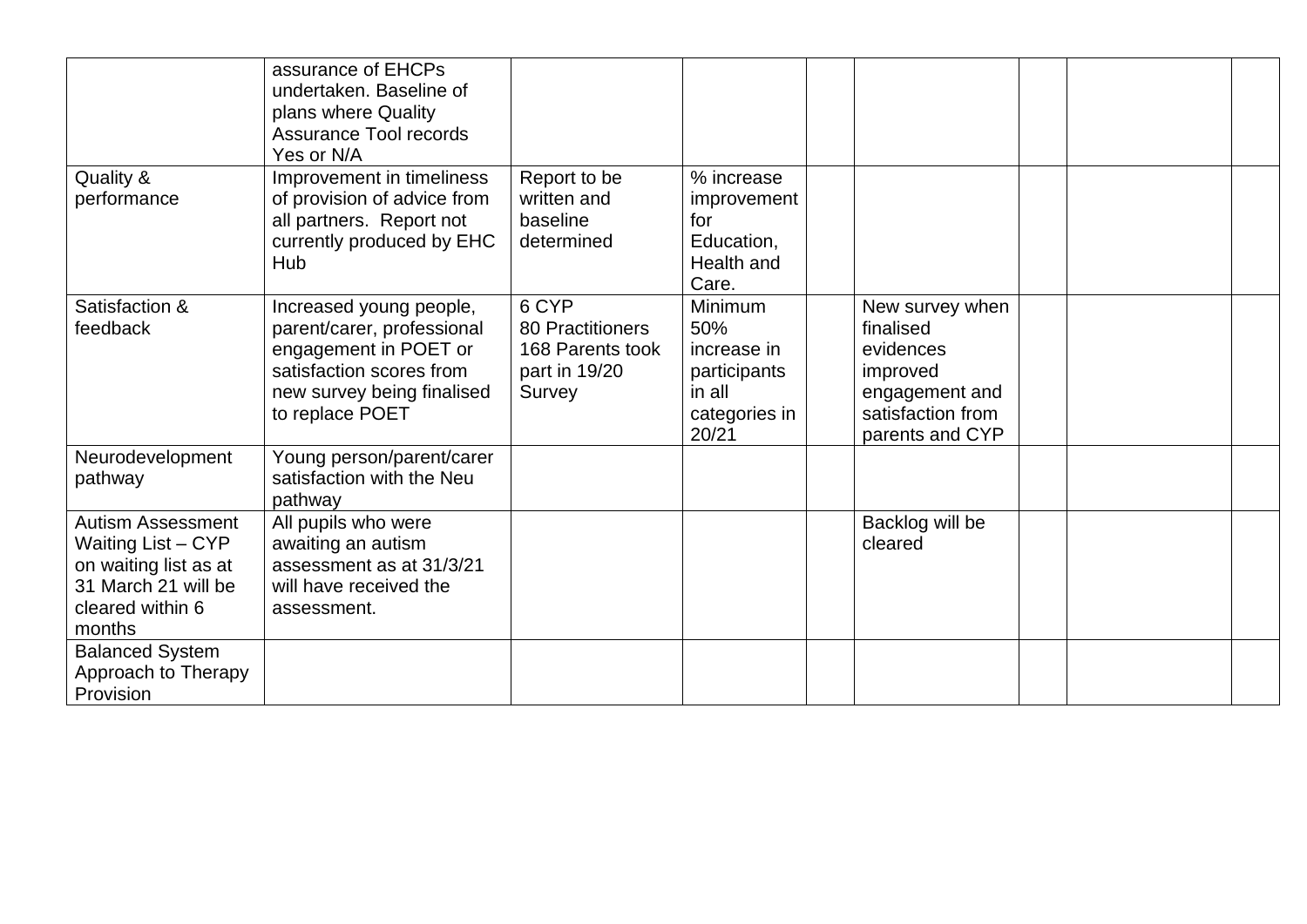| | | | | | | | | |
|---|---|---|---|---|---|---|---|---|
| | assurance of EHCPs undertaken. Baseline of plans where Quality Assurance Tool records Yes or N/A | | | | | | | |
| Quality & performance | Improvement in timeliness of provision of advice from all partners. Report not currently produced by EHC Hub | Report to be written and baseline determined | % increase improvement for Education, Health and Care. | | | | | |
| Satisfaction & feedback | Increased young people, parent/carer, professional engagement in POET or satisfaction scores from new survey being finalised to replace POET | 6 CYP 80 Practitioners 168 Parents took part in 19/20 Survey | Minimum 50% increase in participants in all categories in 20/21 | | New survey when finalised evidences improved engagement and satisfaction from parents and CYP | | | |
| Neurodevelopment pathway | Young person/parent/carer satisfaction with the Neu pathway | | | | | | | |
| Autism Assessment Waiting List – CYP on waiting list as at 31 March 21 will be cleared within 6 months | All pupils who were awaiting an autism assessment as at 31/3/21 will have received the assessment. | | | | Backlog will be cleared | | | |
| Balanced System Approach to Therapy Provision | | | | | | | | |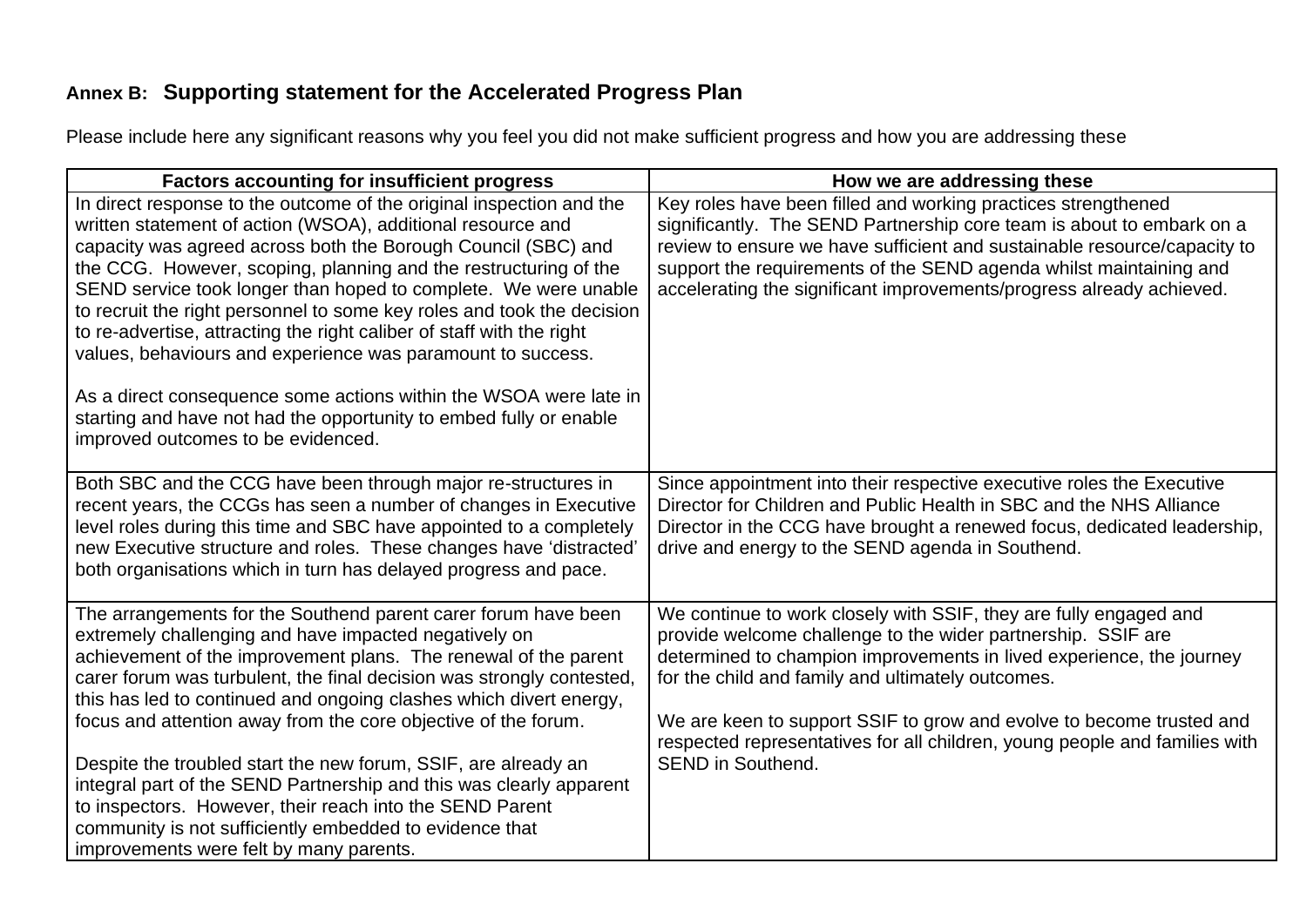## **Annex B:** Supporting statement for the Accelerated Progress Plan

Please include here any significant reasons why you feel you did not make sufficient progress and how you are addressing these

| Factors accounting for insufficient progress | How we are addressing these |
|---|---|
| In direct response to the outcome of the original inspection and the written statement of action (WSOA), additional resource and capacity was agreed across both the Borough Council (SBC) and the CCG. However, scoping, planning and the restructuring of the SEND service took longer than hoped to complete. We were unable to recruit the right personnel to some key roles and took the decision to re-advertise, attracting the right caliber of staff with the right values, behaviours and experience was paramount to success.<br><br>As a direct consequence some actions within the WSOA were late in starting and have not had the opportunity to embed fully or enable improved outcomes to be evidenced. | Key roles have been filled and working practices strengthened significantly. The SEND Partnership core team is about to embark on a review to ensure we have sufficient and sustainable resource/capacity to support the requirements of the SEND agenda whilst maintaining and accelerating the significant improvements/progress already achieved. |
| Both SBC and the CCG have been through major re-structures in recent years, the CCGs has seen a number of changes in Executive level roles during this time and SBC have appointed to a completely new Executive structure and roles. These changes have 'distracted' both organisations which in turn has delayed progress and pace. | Since appointment into their respective executive roles the Executive Director for Children and Public Health in SBC and the NHS Alliance Director in the CCG have brought a renewed focus, dedicated leadership, drive and energy to the SEND agenda in Southend. |
| The arrangements for the Southend parent carer forum have been extremely challenging and have impacted negatively on achievement of the improvement plans. The renewal of the parent carer forum was turbulent, the final decision was strongly contested, this has led to continued and ongoing clashes which divert energy, focus and attention away from the core objective of the forum.<br><br>Despite the troubled start the new forum, SSIF, are already an integral part of the SEND Partnership and this was clearly apparent to inspectors. However, their reach into the SEND Parent community is not sufficiently embedded to evidence that improvements were felt by many parents. | We continue to work closely with SSIF, they are fully engaged and provide welcome challenge to the wider partnership. SSIF are determined to champion improvements in lived experience, the journey for the child and family and ultimately outcomes.<br><br>We are keen to support SSIF to grow and evolve to become trusted and respected representatives for all children, young people and families with SEND in Southend. |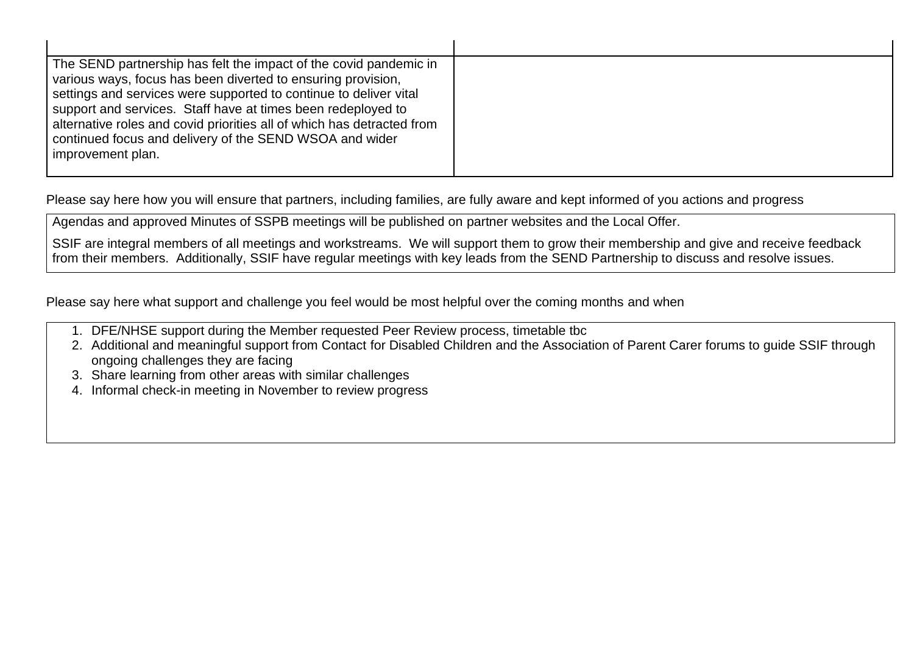| | |
|---|---|
| | |
| The SEND partnership has felt the impact of the covid pandemic in various ways, focus has been diverted to ensuring provision, settings and services were supported to continue to deliver vital support and services. Staff have at times been redeployed to alternative roles and covid priorities all of which has detracted from continued focus and delivery of the SEND WSOA and wider improvement plan. | |

Please say here how you will ensure that partners, including families, are fully aware and kept informed of you actions and progress

Agendas and approved Minutes of SSPB meetings will be published on partner websites and the Local Offer.

SSIF are integral members of all meetings and workstreams. We will support them to grow their membership and give and receive feedback from their members. Additionally, SSIF have regular meetings with key leads from the SEND Partnership to discuss and resolve issues.

Please say here what support and challenge you feel would be most helpful over the coming months and when

1. DFE/NHSE support during the Member requested Peer Review process, timetable tbc
2. Additional and meaningful support from Contact for Disabled Children and the Association of Parent Carer forums to guide SSIF through ongoing challenges they are facing
3. Share learning from other areas with similar challenges
4. Informal check-in meeting in November to review progress